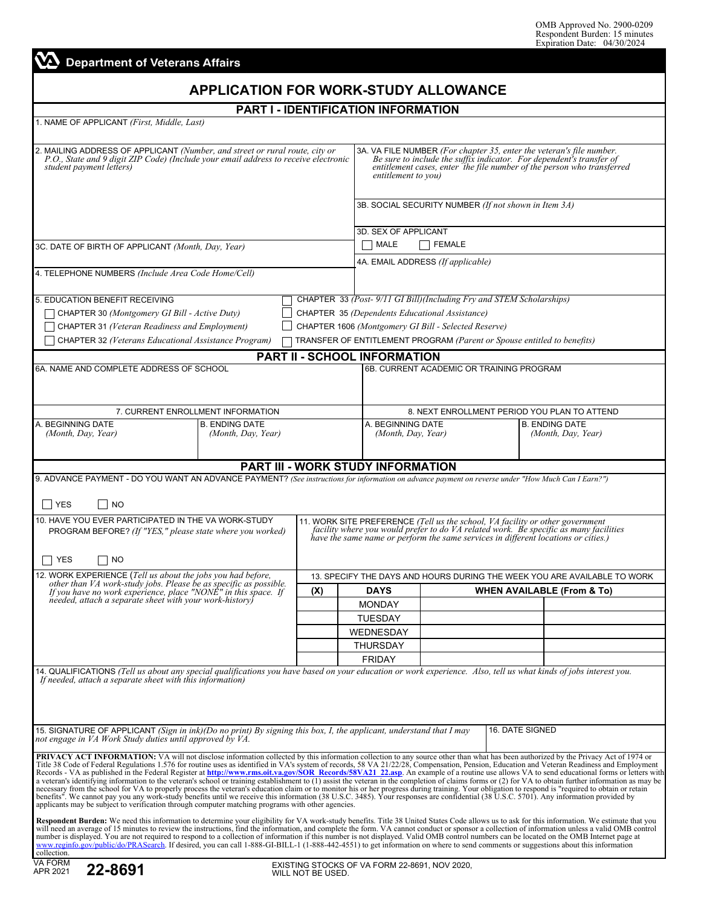OMB Approved No. 2900-0209
Respondent Burden: 15 minutes
Expiration Date: 04/30/2024

**Department of Veterans Affairs**

# APPLICATION FOR WORK-STUDY ALLOWANCE

## PART I - IDENTIFICATION INFORMATION

1. NAME OF APPLICANT *(First, Middle, Last)*

2. MAILING ADDRESS OF APPLICANT *(Number, and street or rural route, city or P.O., State and 9 digit ZIP Code) (Include your email address to receive electronic student payment letters)*

3A. VA FILE NUMBER *(For chapter 35, enter the veteran's file number. Be sure to include the suffix indicator. For dependent's transfer of entitlement cases, enter the file number of the person who transferred entitlement to you)*

3B. SOCIAL SECURITY NUMBER *(If not shown in Item 3A)*

3C. DATE OF BIRTH OF APPLICANT *(Month, Day, Year)*

3D. SEX OF APPLICANT

- [ ] MALE
- [ ] FEMALE

4. TELEPHONE NUMBERS *(Include Area Code Home/Cell)*

4A. EMAIL ADDRESS *(If applicable)*

5. EDUCATION BENEFIT RECEIVING

- [ ] CHAPTER 30 *(Montgomery GI Bill - Active Duty)*
- [ ] CHAPTER 31 *(Veteran Readiness and Employment)*
- [ ] CHAPTER 32 *(Veterans Educational Assistance Program)*
- [ ] CHAPTER 33 *(Post- 9/11 GI Bill)(Including Fry and STEM Scholarships)*
- [ ] CHAPTER 35 *(Dependents Educational Assistance)*
- [ ] CHAPTER 1606 *(Montgomery GI Bill - Selected Reserve)*
- [ ] TRANSFER OF ENTITLEMENT PROGRAM *(Parent or Spouse entitled to benefits)*

## PART II - SCHOOL INFORMATION

6A. NAME AND COMPLETE ADDRESS OF SCHOOL

6B. CURRENT ACADEMIC OR TRAINING PROGRAM

| 7. CURRENT ENROLLMENT INFORMATION | | 8. NEXT ENROLLMENT PERIOD YOU PLAN TO ATTEND | |
|---|---|---|---|
| A. BEGINNING DATE *(Month, Day, Year)* | B. ENDING DATE *(Month, Day, Year)* | A. BEGINNING DATE *(Month, Day, Year)* | B. ENDING DATE *(Month, Day, Year)* |
| | | | |

## PART III - WORK STUDY INFORMATION

9. ADVANCE PAYMENT - DO YOU WANT AN ADVANCE PAYMENT? *(See instructions for information on advance payment on reverse under "How Much Can I Earn?")*

- [ ] YES
- [ ] NO

10. HAVE YOU EVER PARTICIPATED IN THE VA WORK-STUDY PROGRAM BEFORE? *(If "YES," please state where you worked)*

- [ ] YES
- [ ] NO

11. WORK SITE PREFERENCE *(Tell us the school, VA facility or other government facility where you would prefer to do VA related work. Be specific as many facilities have the same name or perform the same services in different locations or cities.)*

12. WORK EXPERIENCE (*Tell us about the jobs you had before, other than VA work-study jobs. Please be as specific as possible. If you have no work experience, place "NONE" in this space. If needed, attach a separate sheet with your work-history)*

13. SPECIFY THE DAYS AND HOURS DURING THE WEEK YOU ARE AVAILABLE TO WORK

| (X) | DAYS | WHEN AVAILABLE (From & To) | |
|---|---|---|---|
| | MONDAY | | |
| | TUESDAY | | |
| | WEDNESDAY | | |
| | THURSDAY | | |
| | FRIDAY | | |

14. QUALIFICATIONS *(Tell us about any special qualifications you have based on your education or work experience. Also, tell us what kinds of jobs interest you. If needed, attach a separate sheet with this information)*

15. SIGNATURE OF APPLICANT *(Sign in ink)(Do no print) By signing this box, I, the applicant, understand that I may not engage in VA Work Study duties until approved by VA.*

16. DATE SIGNED

**PRIVACY ACT INFORMATION:** VA will not disclose information collected by this information collection to any source other than what has been authorized by the Privacy Act of 1974 or Title 38 Code of Federal Regulations 1.576 for routine uses as identified in VA's system of records, 58 VA 21/22/28, Compensation, Pension, Education and Veteran Readiness and Employment Records - VA as published in the Federal Register at **http://www.rms.oit.va.gov/SOR_Records/58VA21_22.asp**. An example of a routine use allows VA to send educational forms or letters with a veteran's identifying information to the veteran's school or training establishment to (1) assist the veteran in the completion of claims forms or (2) for VA to obtain further information as may be necessary from the school for VA to properly process the veteran's education claim or to monitor his or her progress during training. Your obligation to respond is "required to obtain or retain benefits". We cannot pay you any work-study benefits until we receive this information (38 U.S.C. 3485). Your responses are confidential (38 U.S.C. 5701). Any information provided by applicants may be subject to verification through computer matching programs with other agencies.

**Respondent Burden:** We need this information to determine your eligibility for VA work-study benefits. Title 38 United States Code allows us to ask for this information. We estimate that you will need an average of 15 minutes to review the instructions, find the information, and complete the form. VA cannot conduct or sponsor a collection of information unless a valid OMB control number is displayed. You are not required to respond to a collection of information if this number is not displayed. Valid OMB control numbers can be located on the OMB Internet page at www.reginfo.gov/public/do/PRASearch. If desired, you can call 1-888-GI-BILL-1 (1-888-442-4551) to get information on where to send comments or suggestions about this information collection.

VA FORM APR 2021 **22-8691**

EXISTING STOCKS OF VA FORM 22-8691, NOV 2020, WILL NOT BE USED.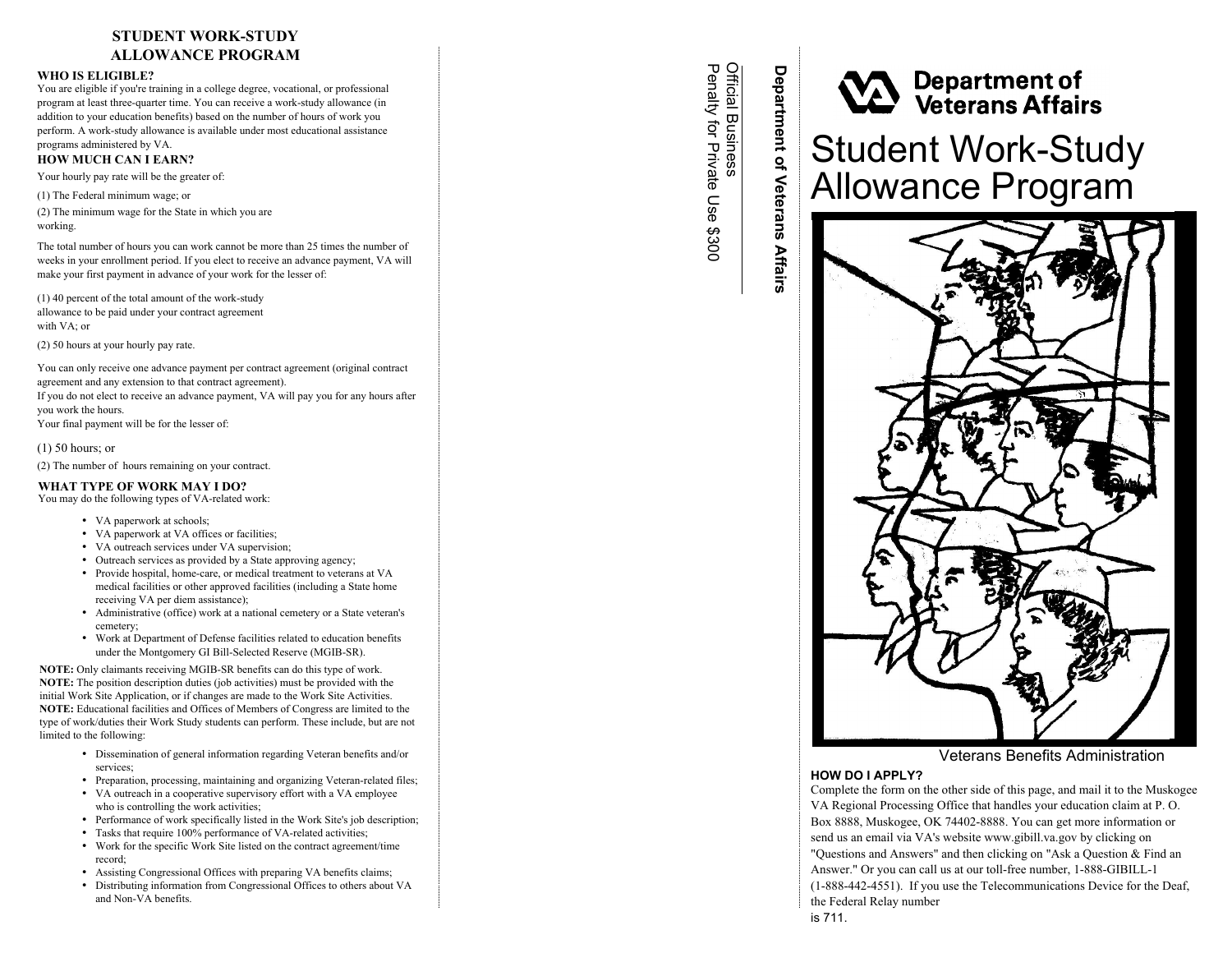## STUDENT WORK-STUDY ALLOWANCE PROGRAM

### WHO IS ELIGIBLE?

You are eligible if you're training in a college degree, vocational, or professional program at least three-quarter time. You can receive a work-study allowance (in addition to your education benefits) based on the number of hours of work you perform. A work-study allowance is available under most educational assistance programs administered by VA.

### HOW MUCH CAN I EARN?

Your hourly pay rate will be the greater of:

(1) The Federal minimum wage; or

(2) The minimum wage for the State in which you are working.

The total number of hours you can work cannot be more than 25 times the number of weeks in your enrollment period. If you elect to receive an advance payment, VA will make your first payment in advance of your work for the lesser of:

(1) 40 percent of the total amount of the work-study allowance to be paid under your contract agreement with VA; or

(2) 50 hours at your hourly pay rate.

You can only receive one advance payment per contract agreement (original contract agreement and any extension to that contract agreement).
If you do not elect to receive an advance payment, VA will pay you for any hours after you work the hours.
Your final payment will be for the lesser of:

(1) 50 hours; or

(2) The number of hours remaining on your contract.

### WHAT TYPE OF WORK MAY I DO?

You may do the following types of VA-related work:

- VA paperwork at schools;
- VA paperwork at VA offices or facilities;
- VA outreach services under VA supervision;
- Outreach services as provided by a State approving agency;
- Provide hospital, home-care, or medical treatment to veterans at VA medical facilities or other approved facilities (including a State home receiving VA per diem assistance);
- Administrative (office) work at a national cemetery or a State veteran's cemetery;
- Work at Department of Defense facilities related to education benefits under the Montgomery GI Bill-Selected Reserve (MGIB-SR).

**NOTE:** Only claimants receiving MGIB-SR benefits can do this type of work.
**NOTE:** The position description duties (job activities) must be provided with the initial Work Site Application, or if changes are made to the Work Site Activities.
**NOTE:** Educational facilities and Offices of Members of Congress are limited to the type of work/duties their Work Study students can perform. These include, but are not limited to the following:

- Dissemination of general information regarding Veteran benefits and/or services;
- Preparation, processing, maintaining and organizing Veteran-related files;
- VA outreach in a cooperative supervisory effort with a VA employee who is controlling the work activities;
- Performance of work specifically listed in the Work Site's job description;
- Tasks that require 100% performance of VA-related activities;
- Work for the specific Work Site listed on the contract agreement/time record;
- Assisting Congressional Offices with preparing VA benefits claims;
- Distributing information from Congressional Offices to others about VA and Non-VA benefits.

**Department of Veterans Affairs**

Official Business
Penalty for Private Use $300

**Department of Veterans Affairs**

# Student Work-Study Allowance Program

Veterans Benefits Administration

### HOW DO I APPLY?

Complete the form on the other side of this page, and mail it to the Muskogee VA Regional Processing Office that handles your education claim at P. O. Box 8888, Muskogee, OK 74402-8888. You can get more information or send us an email via VA's website www.gibill.va.gov by clicking on "Questions and Answers" and then clicking on "Ask a Question & Find an Answer." Or you can call us at our toll-free number, 1-888-GIBILL-1 (1-888-442-4551). If you use the Telecommunications Device for the Deaf, the Federal Relay number is 711.